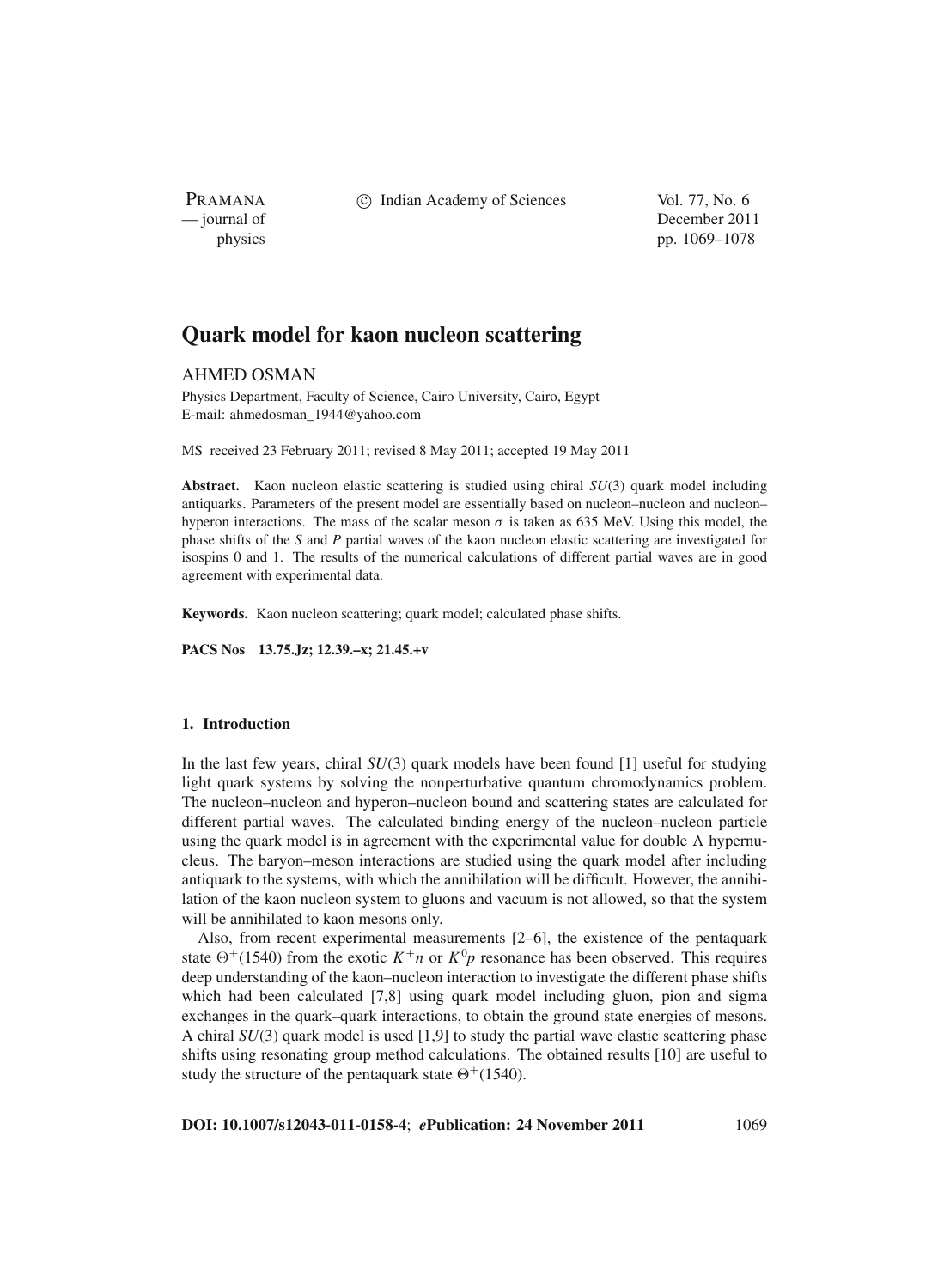# Quark model for kaon nucleon scattering

AHMED OSMAN

Physics Department, Faculty of Science, Cairo University, Cairo, Egypt
E-mail: ahmedosman_1944@yahoo.com

MS received 23 February 2011; revised 8 May 2011; accepted 19 May 2011

**Abstract.** Kaon nucleon elastic scattering is studied using chiral *SU*(3) quark model including antiquarks. Parameters of the present model are essentially based on nucleon–nucleon and nucleon–hyperon interactions. The mass of the scalar meson $\sigma$ is taken as 635 MeV. Using this model, the phase shifts of the *S* and *P* partial waves of the kaon nucleon elastic scattering are investigated for isospins 0 and 1. The results of the numerical calculations of different partial waves are in good agreement with experimental data.

**Keywords.** Kaon nucleon scattering; quark model; calculated phase shifts.

**PACS Nos 13.75.Jz; 12.39.–x; 21.45.+v**

## 1. Introduction

In the last few years, chiral *SU*(3) quark models have been found [1] useful for studying light quark systems by solving the nonperturbative quantum chromodynamics problem. The nucleon–nucleon and hyperon–nucleon bound and scattering states are calculated for different partial waves. The calculated binding energy of the nucleon–nucleon particle using the quark model is in agreement with the experimental value for double $\Lambda$ hypernucleus. The baryon–meson interactions are studied using the quark model after including antiquark to the systems, with which the annihilation will be difficult. However, the annihilation of the kaon nucleon system to gluons and vacuum is not allowed, so that the system will be annihilated to kaon mesons only.

Also, from recent experimental measurements [2–6], the existence of the pentaquark state $\Theta^+(1540)$ from the exotic $K^+n$ or $K^0p$ resonance has been observed. This requires deep understanding of the kaon–nucleon interaction to investigate the different phase shifts which had been calculated [7,8] using quark model including gluon, pion and sigma exchanges in the quark–quark interactions, to obtain the ground state energies of mesons. A chiral *SU*(3) quark model is used [1,9] to study the partial wave elastic scattering phase shifts using resonating group method calculations. The obtained results [10] are useful to study the structure of the pentaquark state $\Theta^+(1540)$.

**DOI: 10.1007/s12043-011-0158-4**; ***e*Publication: 24 November 2011**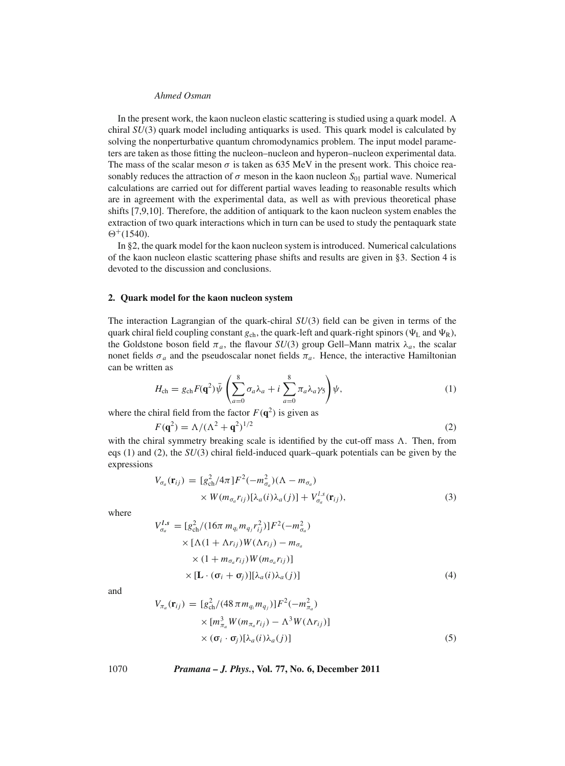In the present work, the kaon nucleon elastic scattering is studied using a quark model. A chiral $SU(3)$ quark model including antiquarks is used. This quark model is calculated by solving the nonperturbative quantum chromodynamics problem. The input model parameters are taken as those fitting the nucleon–nucleon and hyperon–nucleon experimental data. The mass of the scalar meson $\sigma$ is taken as 635 MeV in the present work. This choice reasonably reduces the attraction of $\sigma$ meson in the kaon nucleon $S_{01}$ partial wave. Numerical calculations are carried out for different partial waves leading to reasonable results which are in agreement with the experimental data, as well as with previous theoretical phase shifts [7,9,10]. Therefore, the addition of antiquark to the kaon nucleon system enables the extraction of two quark interactions which in turn can be used to study the pentaquark state $\Theta^+(1540)$.

In §2, the quark model for the kaon nucleon system is introduced. Numerical calculations of the kaon nucleon elastic scattering phase shifts and results are given in §3. Section 4 is devoted to the discussion and conclusions.

## 2. Quark model for the kaon nucleon system

The interaction Lagrangian of the quark-chiral $SU(3)$ field can be given in terms of the quark chiral field coupling constant $g_{\text{ch}}$, the quark-left and quark-right spinors ($\Psi_{\text{L}}$ and $\Psi_{\text{R}}$), the Goldstone boson field $\pi_a$, the flavour $SU(3)$ group Gell–Mann matrix $\lambda_a$, the scalar nonet fields $\sigma_a$ and the pseudoscalar nonet fields $\pi_a$. Hence, the interactive Hamiltonian can be written as

$$H_{\text{ch}} = g_{\text{ch}} F(\mathbf{q}^2) \bar{\psi} \left( \sum_{a=0}^{8} \sigma_a \lambda_a + i \sum_{a=0}^{8} \pi_a \lambda_a \gamma_5 \right) \psi, \tag{1}$$

where the chiral field from the factor $F(\mathbf{q}^2)$ is given as

$$F(\mathbf{q}^2) = \Lambda / (\Lambda^2 + \mathbf{q}^2)^{1/2} \tag{2}$$

with the chiral symmetry breaking scale is identified by the cut-off mass $\Lambda$. Then, from eqs (1) and (2), the $SU(3)$ chiral field-induced quark–quark potentials can be given by the expressions

$$\begin{aligned} V_{\sigma_a}(\mathbf{r}_{ij}) &= [g_{\text{ch}}^2/4\pi] F^2(-m_{\sigma_a}^2)(\Lambda - m_{\sigma_a}) \\ &\quad \times W(m_{\sigma_a} r_{ij})[\lambda_a(i)\lambda_a(j)] + V_{\sigma_a}^{l.s}(\mathbf{r}_{ij}), \end{aligned} \tag{3}$$

where

$$\begin{aligned} V_{\sigma_a}^{l.s} &= [g_{\text{ch}}^2/(16\pi\, m_{q_i} m_{q_j} r_{ij}^2)] F^2(-m_{\sigma_a}^2) \\ &\quad \times [\Lambda(1 + \Lambda r_{ij}) W(\Lambda r_{ij}) - m_{\sigma_a} \\ &\quad \times (1 + m_{\sigma_a} r_{ij}) W(m_{\sigma_a} r_{ij})] \\ &\quad \times [\mathbf{L} \cdot (\boldsymbol{\sigma}_i + \boldsymbol{\sigma}_j)][\lambda_a(i)\lambda_a(j)] \end{aligned} \tag{4}$$

and

$$\begin{aligned} V_{\pi_a}(\mathbf{r}_{ij}) &= [g_{\text{ch}}^2/(48\pi m_{q_i} m_{q_j})] F^2(-m_{\pi_a}^2) \\ &\quad \times [m_{\pi_a}^3 W(m_{\pi_a} r_{ij}) - \Lambda^3 W(\Lambda r_{ij})] \\ &\quad \times (\boldsymbol{\sigma}_i \cdot \boldsymbol{\sigma}_j)[\lambda_a(i)\lambda_a(j)] \end{aligned} \tag{5}$$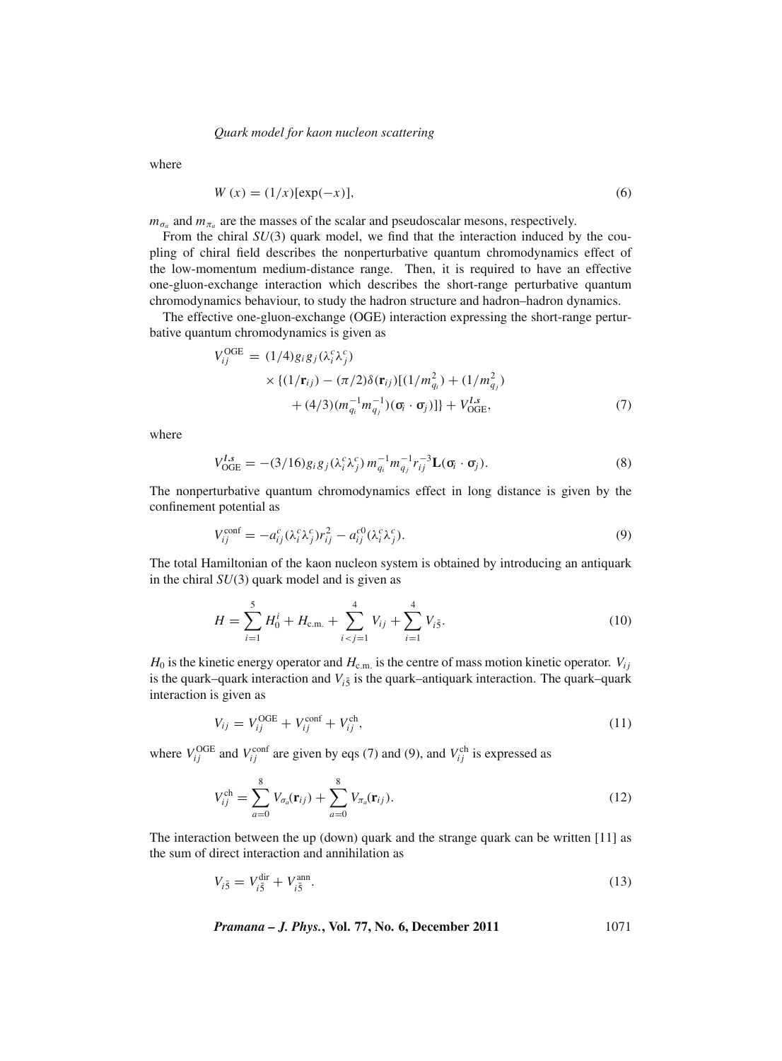where

$$W(x) = (1/x)[\exp(-x)], \tag{6}$$

$m_{\sigma_a}$ and $m_{\pi_a}$ are the masses of the scalar and pseudoscalar mesons, respectively.

From the chiral $SU(3)$ quark model, we find that the interaction induced by the coupling of chiral field describes the nonperturbative quantum chromodynamics effect of the low-momentum medium-distance range. Then, it is required to have an effective one-gluon-exchange interaction which describes the short-range perturbative quantum chromodynamics behaviour, to study the hadron structure and hadron–hadron dynamics.

The effective one-gluon-exchange (OGE) interaction expressing the short-range perturbative quantum chromodynamics is given as

$$\begin{aligned} V_{ij}^{\mathrm{OGE}} = &\ (1/4) g_i g_j (\lambda_i^c \lambda_j^c) \\ &\times \{(1/\mathbf{r}_{ij}) - (\pi/2)\delta(\mathbf{r}_{ij})[(1/m_{q_i}^2) + (1/m_{q_j}^2) \\ &+ (4/3)(m_{q_i}^{-1} m_{q_j}^{-1})(\boldsymbol{\sigma}_i \cdot \boldsymbol{\sigma}_j)]\} + V_{\mathrm{OGE}}^{\boldsymbol{l.s}}, \end{aligned} \tag{7}$$

where

$$V_{\mathrm{OGE}}^{\boldsymbol{l.s}} = -(3/16) g_i g_j (\lambda_i^c \lambda_j^c)\, m_{q_i}^{-1} m_{q_j}^{-1} r_{ij}^{-3} \mathbf{L}(\boldsymbol{\sigma}_i \cdot \boldsymbol{\sigma}_j). \tag{8}$$

The nonperturbative quantum chromodynamics effect in long distance is given by the confinement potential as

$$V_{ij}^{\mathrm{conf}} = -a_{ij}^c (\lambda_i^c \lambda_j^c) r_{ij}^2 - a_{ij}^{c0} (\lambda_i^c \lambda_j^c). \tag{9}$$

The total Hamiltonian of the kaon nucleon system is obtained by introducing an antiquark in the chiral $SU(3)$ quark model and is given as

$$H = \sum_{i=1}^{5} H_0^i + H_{\mathrm{c.m.}} + \sum_{i<j=1}^{4} V_{ij} + \sum_{i=1}^{4} V_{i\bar{5}}. \tag{10}$$

$H_0$ is the kinetic energy operator and $H_{\mathrm{c.m.}}$ is the centre of mass motion kinetic operator. $V_{ij}$ is the quark–quark interaction and $V_{i\bar{5}}$ is the quark–antiquark interaction. The quark–quark interaction is given as

$$V_{ij} = V_{ij}^{\mathrm{OGE}} + V_{ij}^{\mathrm{conf}} + V_{ij}^{\mathrm{ch}}, \tag{11}$$

where $V_{ij}^{\mathrm{OGE}}$ and $V_{ij}^{\mathrm{conf}}$ are given by eqs (7) and (9), and $V_{ij}^{\mathrm{ch}}$ is expressed as

$$V_{ij}^{\mathrm{ch}} = \sum_{a=0}^{8} V_{\sigma_a}(\mathbf{r}_{ij}) + \sum_{a=0}^{8} V_{\pi_a}(\mathbf{r}_{ij}). \tag{12}$$

The interaction between the up (down) quark and the strange quark can be written [11] as the sum of direct interaction and annihilation as

$$V_{i\bar{5}} = V_{i\bar{5}}^{\mathrm{dir}} + V_{i\bar{5}}^{\mathrm{ann}}. \tag{13}$$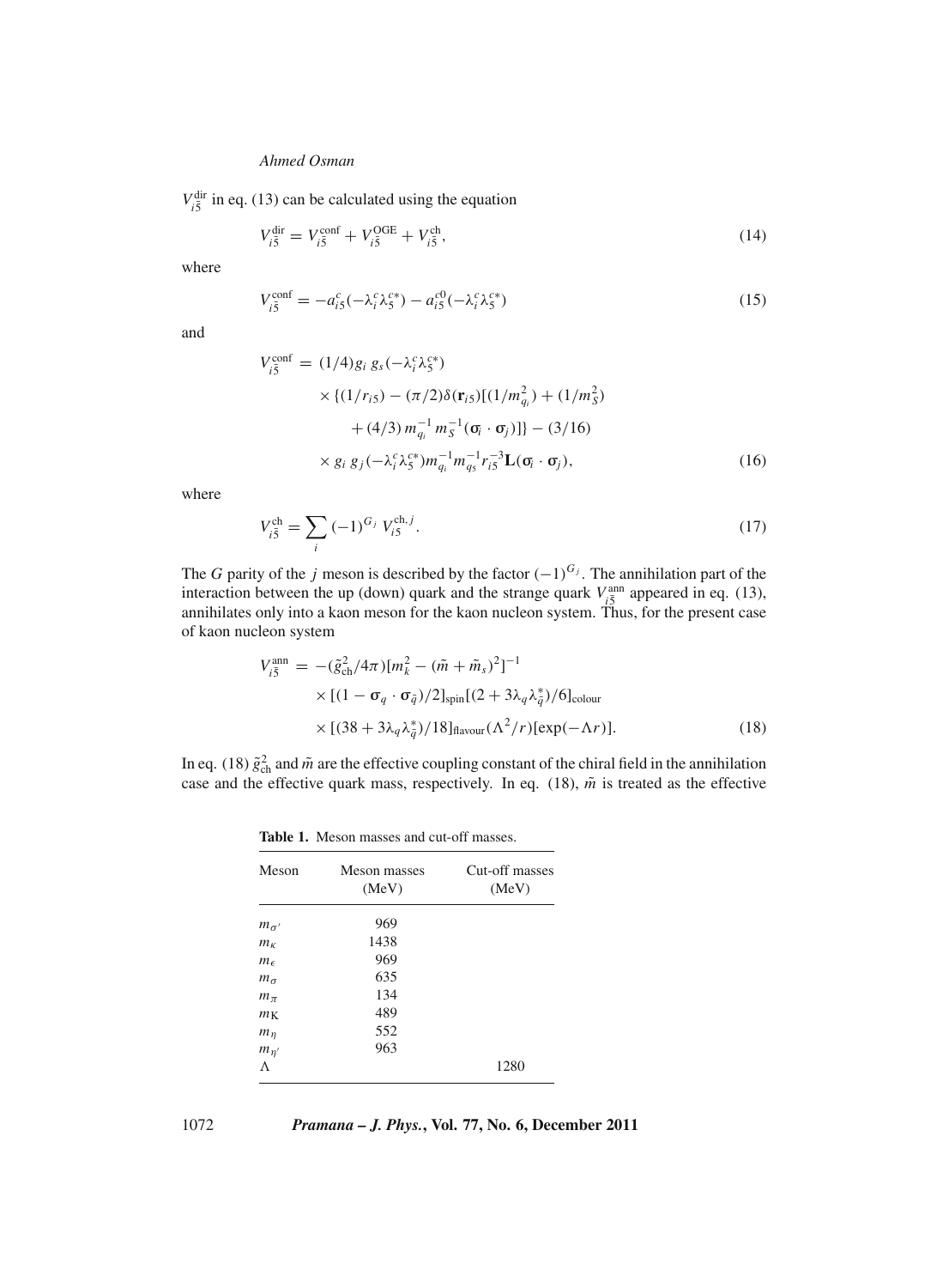$V_{i\bar{5}}^{\mathrm{dir}}$ in eq. (13) can be calculated using the equation

$$V_{i\bar{5}}^{\mathrm{dir}} = V_{i\bar{5}}^{\mathrm{conf}} + V_{i\bar{5}}^{\mathrm{OGE}} + V_{i\bar{5}}^{\mathrm{ch}}, \tag{14}$$

where

$$V_{i\bar{5}}^{\mathrm{conf}} = -a_{i5}^{c}(-\lambda_i^c \lambda_5^{c*}) - a_{i5}^{c0}(-\lambda_i^c \lambda_5^{c*}) \tag{15}$$

and

$$\begin{aligned} V_{i\bar{5}}^{\mathrm{conf}} = &\ (1/4) g_i\, g_s (-\lambda_i^c \lambda_5^{c*}) \\ &\times \{(1/r_{i5}) - (\pi/2)\delta(\mathbf{r}_{i5})[(1/m_{q_i}^2) + (1/m_S^2) \\ &\quad + (4/3)\, m_{q_i}^{-1}\, m_S^{-1}(\boldsymbol{\sigma}_i \cdot \boldsymbol{\sigma}_j)]\} - (3/16) \\ &\times g_i\, g_j (-\lambda_i^c \lambda_5^{c*}) m_{q_i}^{-1} m_{q_5}^{-1} r_{i5}^{-3} \mathbf{L}(\boldsymbol{\sigma}_i \cdot \boldsymbol{\sigma}_j), \end{aligned} \tag{16}$$

where

$$V_{i\bar{5}}^{\mathrm{ch}} = \sum_i (-1)^{G_j}\, V_{i5}^{\mathrm{ch},j}. \tag{17}$$

The $G$ parity of the $j$ meson is described by the factor $(-1)^{G_j}$. The annihilation part of the interaction between the up (down) quark and the strange quark $V_{i\bar{5}}^{\mathrm{ann}}$ appeared in eq. (13), annihilates only into a kaon meson for the kaon nucleon system. Thus, for the present case of kaon nucleon system

$$\begin{aligned} V_{i\bar{5}}^{\mathrm{ann}} = &-(\tilde{g}_{\mathrm{ch}}^2/4\pi)[m_k^2 - (\tilde{m} + \tilde{m}_s)^2]^{-1} \\ &\times [(1 - \boldsymbol{\sigma}_q \cdot \boldsymbol{\sigma}_{\bar{q}})/2]_{\mathrm{spin}}[(2 + 3\lambda_q \lambda_{\bar{q}}^*)/6]_{\mathrm{colour}} \\ &\times [(38 + 3\lambda_q \lambda_{\bar{q}}^*)/18]_{\mathrm{flavour}}(\Lambda^2/r)[\exp(-\Lambda r)]. \end{aligned} \tag{18}$$

In eq. (18) $\tilde{g}_{\mathrm{ch}}^2$ and $\tilde{m}$ are the effective coupling constant of the chiral field in the annihilation case and the effective quark mass, respectively. In eq. (18), $\tilde{m}$ is treated as the effective

**Table 1.** Meson masses and cut-off masses.

| Meson | Meson masses (MeV) | Cut-off masses (MeV) |
|---|---|---|
| $m_{\sigma'}$ | 969 | |
| $m_{\kappa}$ | 1438 | |
| $m_{\epsilon}$ | 969 | |
| $m_{\sigma}$ | 635 | |
| $m_{\pi}$ | 134 | |
| $m_{\mathrm{K}}$ | 489 | |
| $m_{\eta}$ | 552 | |
| $m_{\eta'}$ | 963 | |
| $\Lambda$ | | 1280 |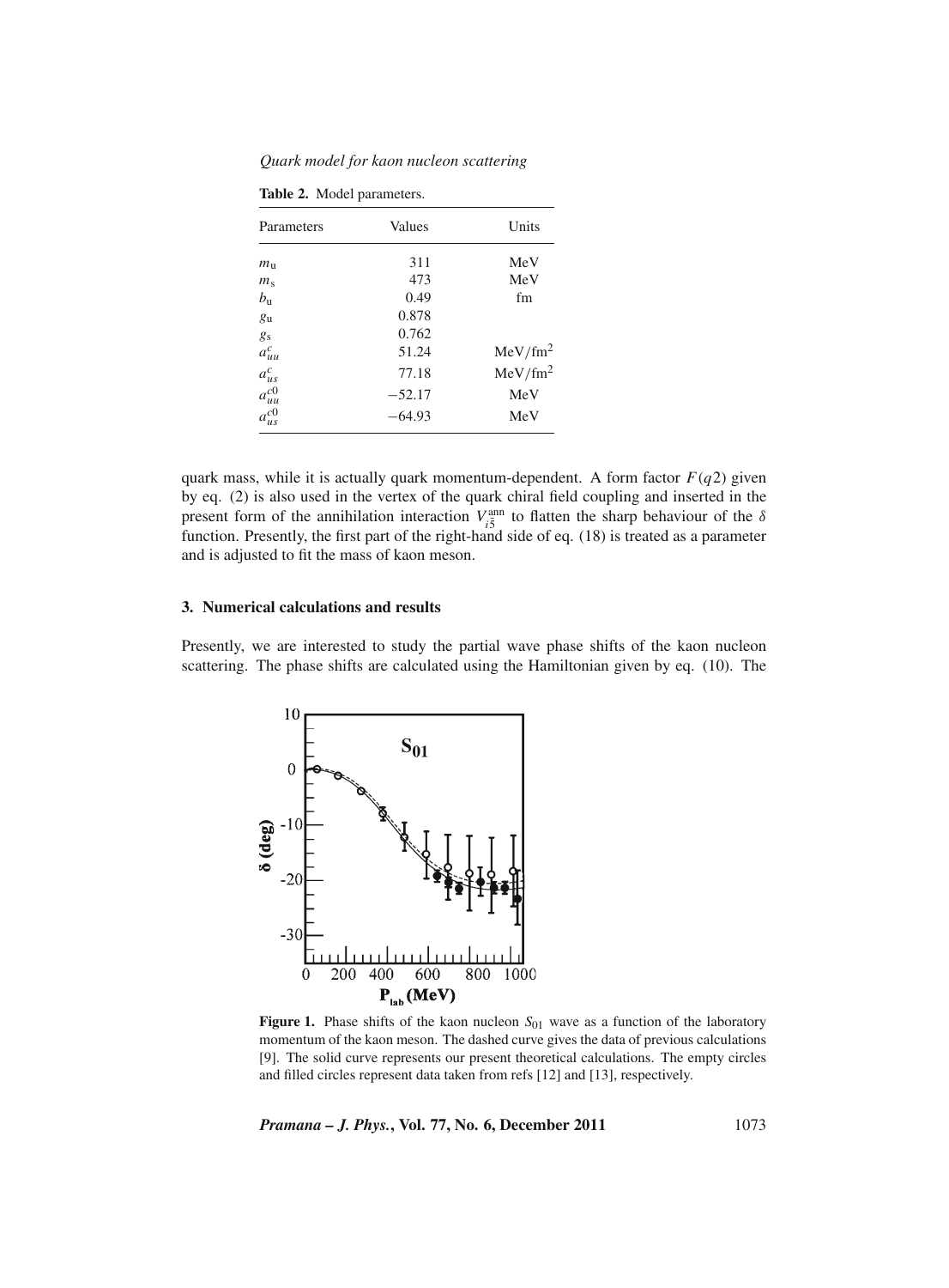**Table 2.** Model parameters.

| Parameters | Values | Units |
| --- | --- | --- |
| $m_u$ | 311 | MeV |
| $m_s$ | 473 | MeV |
| $b_u$ | 0.49 | fm |
| $g_u$ | 0.878 | |
| $g_s$ | 0.762 | |
| $a^c_{uu}$ | 51.24 | MeV/fm$^2$ |
| $a^c_{us}$ | 77.18 | MeV/fm$^2$ |
| $a^{c0}_{uu}$ | −52.17 | MeV |
| $a^{c0}_{us}$ | −64.93 | MeV |

quark mass, while it is actually quark momentum-dependent. A form factor $F(q2)$ given by eq. (2) is also used in the vertex of the quark chiral field coupling and inserted in the present form of the annihilation interaction $V^{\text{ann}}_{i\bar{5}}$ to flatten the sharp behaviour of the $\delta$ function. Presently, the first part of the right-hand side of eq. (18) is treated as a parameter and is adjusted to fit the mass of kaon meson.

## 3. Numerical calculations and results

Presently, we are interested to study the partial wave phase shifts of the kaon nucleon scattering. The phase shifts are calculated using the Hamiltonian given by eq. (10). The

**Figure 1.** Phase shifts of the kaon nucleon $S_{01}$ wave as a function of the laboratory momentum of the kaon meson. The dashed curve gives the data of previous calculations [9]. The solid curve represents our present theoretical calculations. The empty circles and filled circles represent data taken from refs [12] and [13], respectively.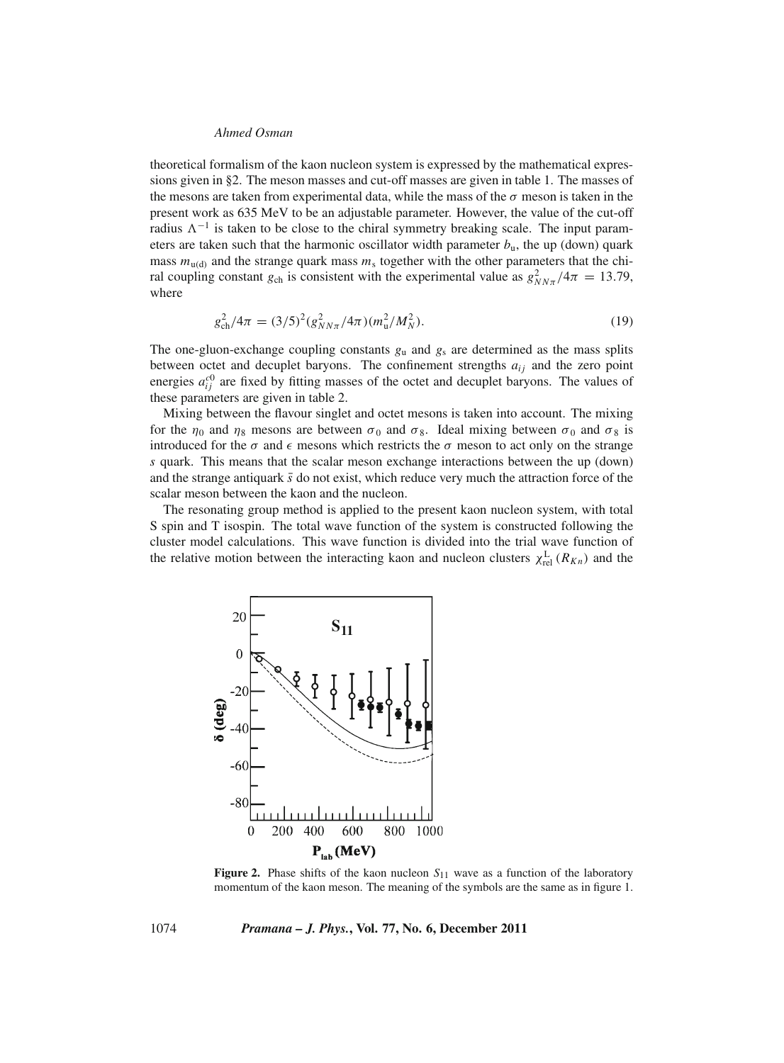theoretical formalism of the kaon nucleon system is expressed by the mathematical expressions given in §2. The meson masses and cut-off masses are given in table 1. The masses of the mesons are taken from experimental data, while the mass of the $\sigma$ meson is taken in the present work as 635 MeV to be an adjustable parameter. However, the value of the cut-off radius $\Lambda^{-1}$ is taken to be close to the chiral symmetry breaking scale. The input parameters are taken such that the harmonic oscillator width parameter $b_{\mathrm{u}}$, the up (down) quark mass $m_{\mathrm{u(d)}}$ and the strange quark mass $m_{\mathrm{s}}$ together with the other parameters that the chiral coupling constant $g_{\mathrm{ch}}$ is consistent with the experimental value as $g^2_{NN\pi}/4\pi = 13.79$, where

$$g^2_{\mathrm{ch}}/4\pi = (3/5)^2 (g^2_{NN\pi}/4\pi)(m^2_{\mathrm{u}}/M^2_N). \tag{19}$$

The one-gluon-exchange coupling constants $g_{\mathrm{u}}$ and $g_{\mathrm{s}}$ are determined as the mass splits between octet and decuplet baryons. The confinement strengths $a_{ij}$ and the zero point energies $a^{c0}_{ij}$ are fixed by fitting masses of the octet and decuplet baryons. The values of these parameters are given in table 2.

Mixing between the flavour singlet and octet mesons is taken into account. The mixing for the $\eta_0$ and $\eta_8$ mesons are between $\sigma_0$ and $\sigma_8$. Ideal mixing between $\sigma_0$ and $\sigma_8$ is introduced for the $\sigma$ and $\epsilon$ mesons which restricts the $\sigma$ meson to act only on the strange $s$ quark. This means that the scalar meson exchange interactions between the up (down) and the strange antiquark $\bar{s}$ do not exist, which reduce very much the attraction force of the scalar meson between the kaon and the nucleon.

The resonating group method is applied to the present kaon nucleon system, with total S spin and T isospin. The total wave function of the system is constructed following the cluster model calculations. This wave function is divided into the trial wave function of the relative motion between the interacting kaon and nucleon clusters $\chi^{\mathrm{L}}_{\mathrm{rel}}(R_{Kn})$ and the

**Figure 2.** Phase shifts of the kaon nucleon $S_{11}$ wave as a function of the laboratory momentum of the kaon meson. The meaning of the symbols are the same as in figure 1.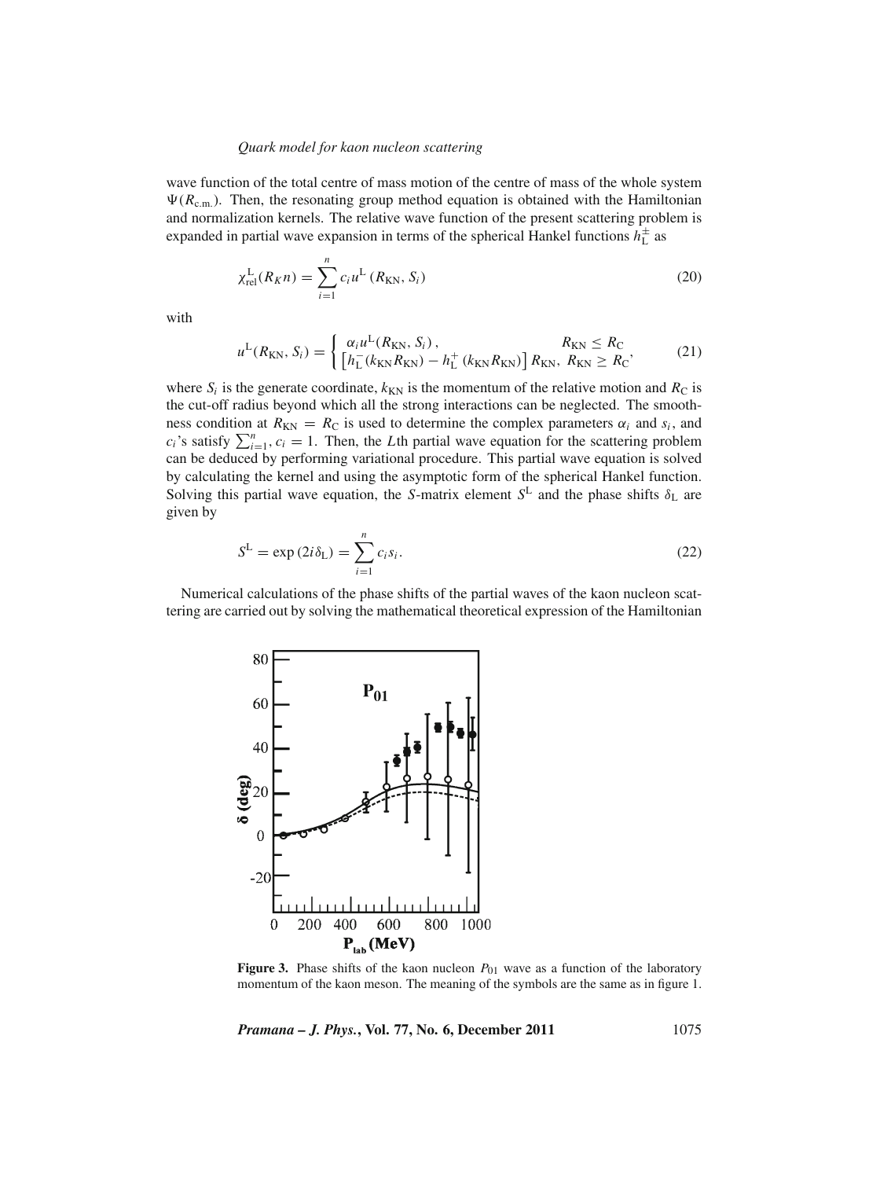wave function of the total centre of mass motion of the centre of mass of the whole system $\Psi(R_{\text{c.m.}})$. Then, the resonating group method equation is obtained with the Hamiltonian and normalization kernels. The relative wave function of the present scattering problem is expanded in partial wave expansion in terms of the spherical Hankel functions $h_{\text{L}}^{\pm}$ as

$$\chi_{\text{rel}}^{\text{L}}(R_K n) = \sum_{i=1}^{n} c_i u^{\text{L}}(R_{\text{KN}}, S_i) \tag{20}$$

with

$$u^{\text{L}}(R_{\text{KN}}, S_i) = \begin{cases} \alpha_i u^{\text{L}}(R_{\text{KN}}, S_i), & R_{\text{KN}} \leq R_{\text{C}} \\ \left[h_{\text{L}}^{-}(k_{\text{KN}} R_{\text{KN}}) - h_{\text{L}}^{+}(k_{\text{KN}} R_{\text{KN}})\right] R_{\text{KN}}, & R_{\text{KN}} \geq R_{\text{C}} \end{cases}, \tag{21}$$

where $S_i$ is the generate coordinate, $k_{\text{KN}}$ is the momentum of the relative motion and $R_{\text{C}}$ is the cut-off radius beyond which all the strong interactions can be neglected. The smoothness condition at $R_{\text{KN}} = R_{\text{C}}$ is used to determine the complex parameters $\alpha_i$ and $s_i$, and $c_i$'s satisfy $\sum_{i=1}^{n}, c_i = 1$. Then, the $L$th partial wave equation for the scattering problem can be deduced by performing variational procedure. This partial wave equation is solved by calculating the kernel and using the asymptotic form of the spherical Hankel function. Solving this partial wave equation, the $S$-matrix element $S^{\text{L}}$ and the phase shifts $\delta_{\text{L}}$ are given by

$$S^{\text{L}} = \exp(2i\delta_{\text{L}}) = \sum_{i=1}^{n} c_i s_i. \tag{22}$$

Numerical calculations of the phase shifts of the partial waves of the kaon nucleon scattering are carried out by solving the mathematical theoretical expression of the Hamiltonian

**Figure 3.** Phase shifts of the kaon nucleon $P_{01}$ wave as a function of the laboratory momentum of the kaon meson. The meaning of the symbols are the same as in figure 1.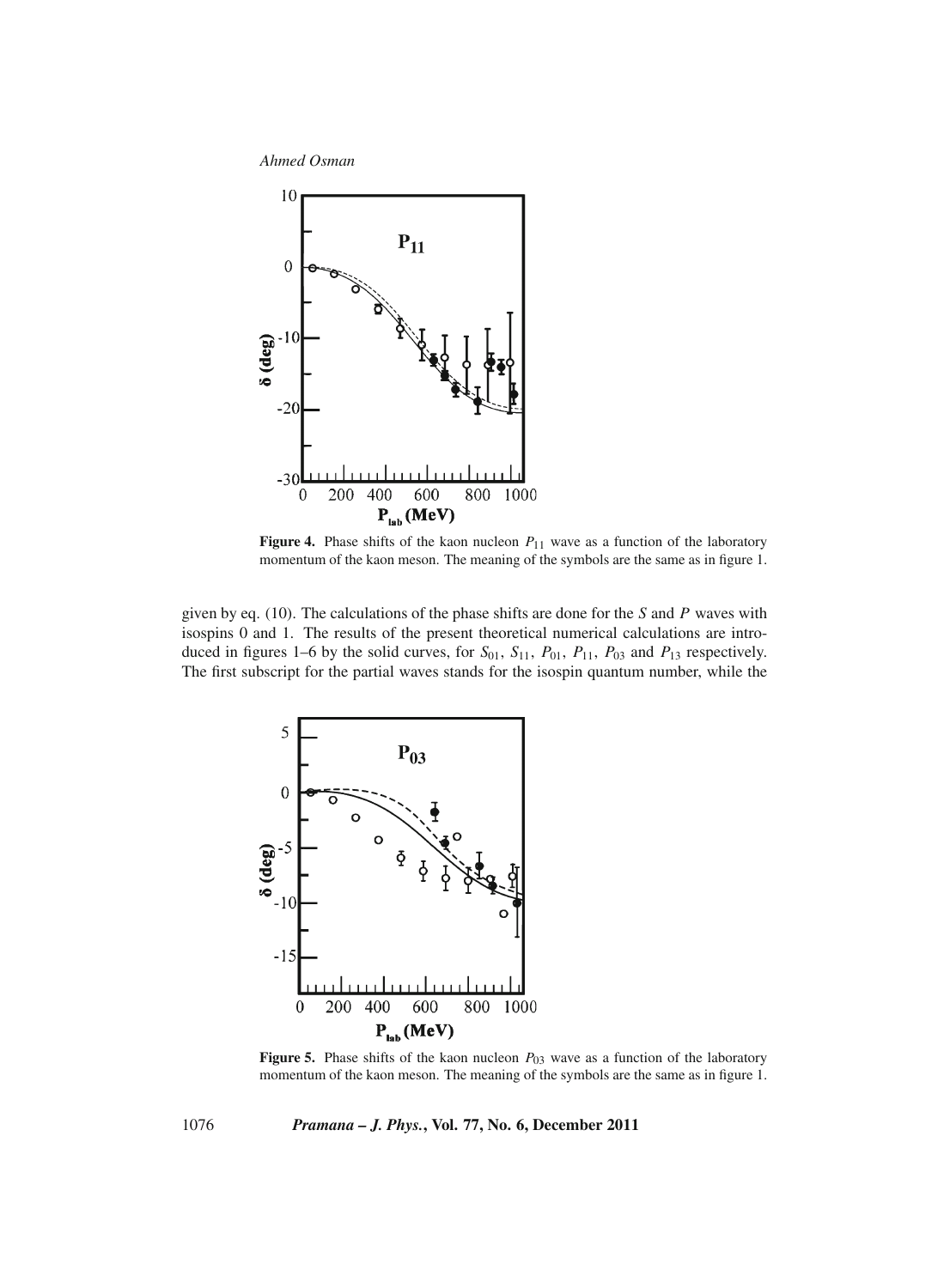**Figure 4.** Phase shifts of the kaon nucleon $P_{11}$ wave as a function of the laboratory momentum of the kaon meson. The meaning of the symbols are the same as in figure 1.

given by eq. (10). The calculations of the phase shifts are done for the *S* and *P* waves with isospins 0 and 1. The results of the present theoretical numerical calculations are introduced in figures 1–6 by the solid curves, for $S_{01}$, $S_{11}$, $P_{01}$, $P_{11}$, $P_{03}$ and $P_{13}$ respectively. The first subscript for the partial waves stands for the isospin quantum number, while the

**Figure 5.** Phase shifts of the kaon nucleon $P_{03}$ wave as a function of the laboratory momentum of the kaon meson. The meaning of the symbols are the same as in figure 1.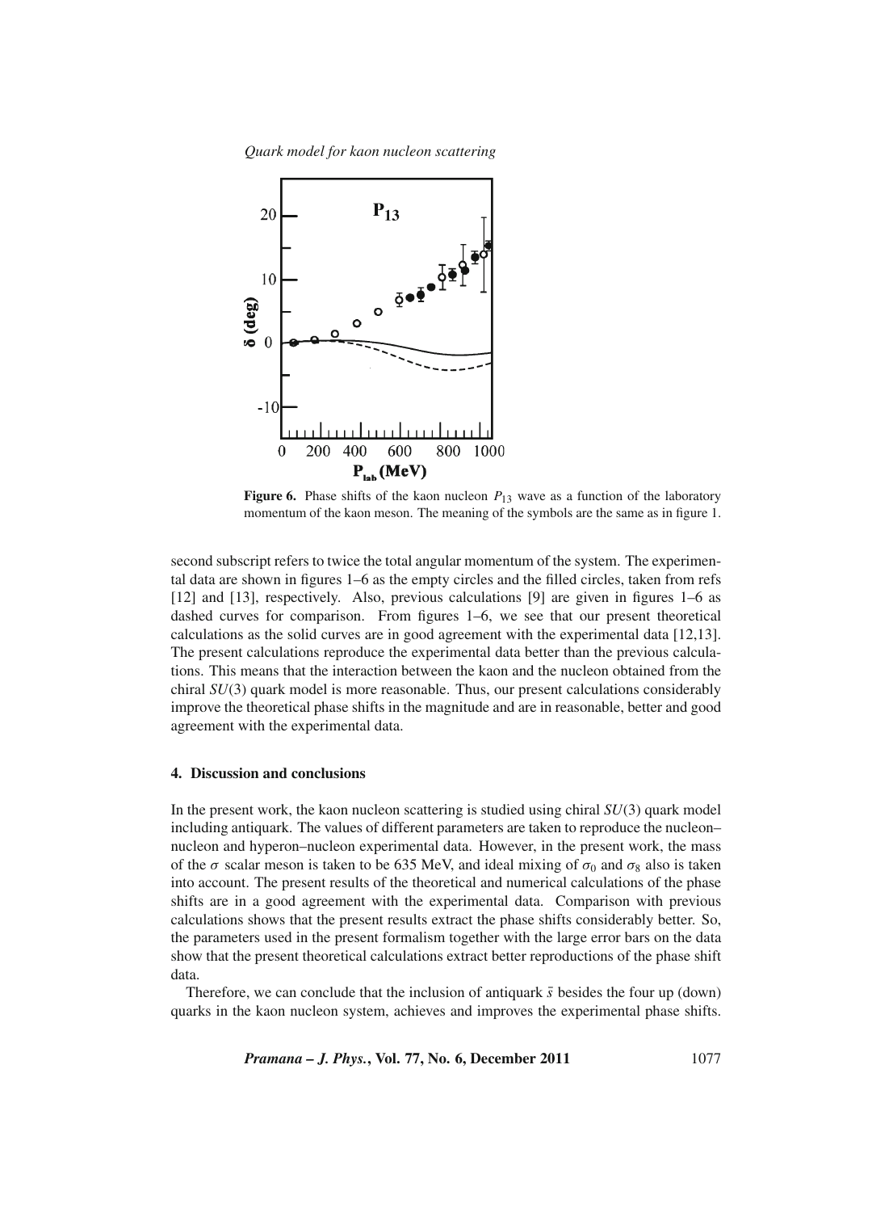**Figure 6.** Phase shifts of the kaon nucleon $P_{13}$ wave as a function of the laboratory momentum of the kaon meson. The meaning of the symbols are the same as in figure 1.

second subscript refers to twice the total angular momentum of the system. The experimental data are shown in figures 1–6 as the empty circles and the filled circles, taken from refs [12] and [13], respectively. Also, previous calculations [9] are given in figures 1–6 as dashed curves for comparison. From figures 1–6, we see that our present theoretical calculations as the solid curves are in good agreement with the experimental data [12,13]. The present calculations reproduce the experimental data better than the previous calculations. This means that the interaction between the kaon and the nucleon obtained from the chiral $SU(3)$ quark model is more reasonable. Thus, our present calculations considerably improve the theoretical phase shifts in the magnitude and are in reasonable, better and good agreement with the experimental data.

## 4. Discussion and conclusions

In the present work, the kaon nucleon scattering is studied using chiral $SU(3)$ quark model including antiquark. The values of different parameters are taken to reproduce the nucleon–nucleon and hyperon–nucleon experimental data. However, in the present work, the mass of the $\sigma$ scalar meson is taken to be 635 MeV, and ideal mixing of $\sigma_0$ and $\sigma_8$ also is taken into account. The present results of the theoretical and numerical calculations of the phase shifts are in a good agreement with the experimental data. Comparison with previous calculations shows that the present results extract the phase shifts considerably better. So, the parameters used in the present formalism together with the large error bars on the data show that the present theoretical calculations extract better reproductions of the phase shift data.

Therefore, we can conclude that the inclusion of antiquark $\bar{s}$ besides the four up (down) quarks in the kaon nucleon system, achieves and improves the experimental phase shifts.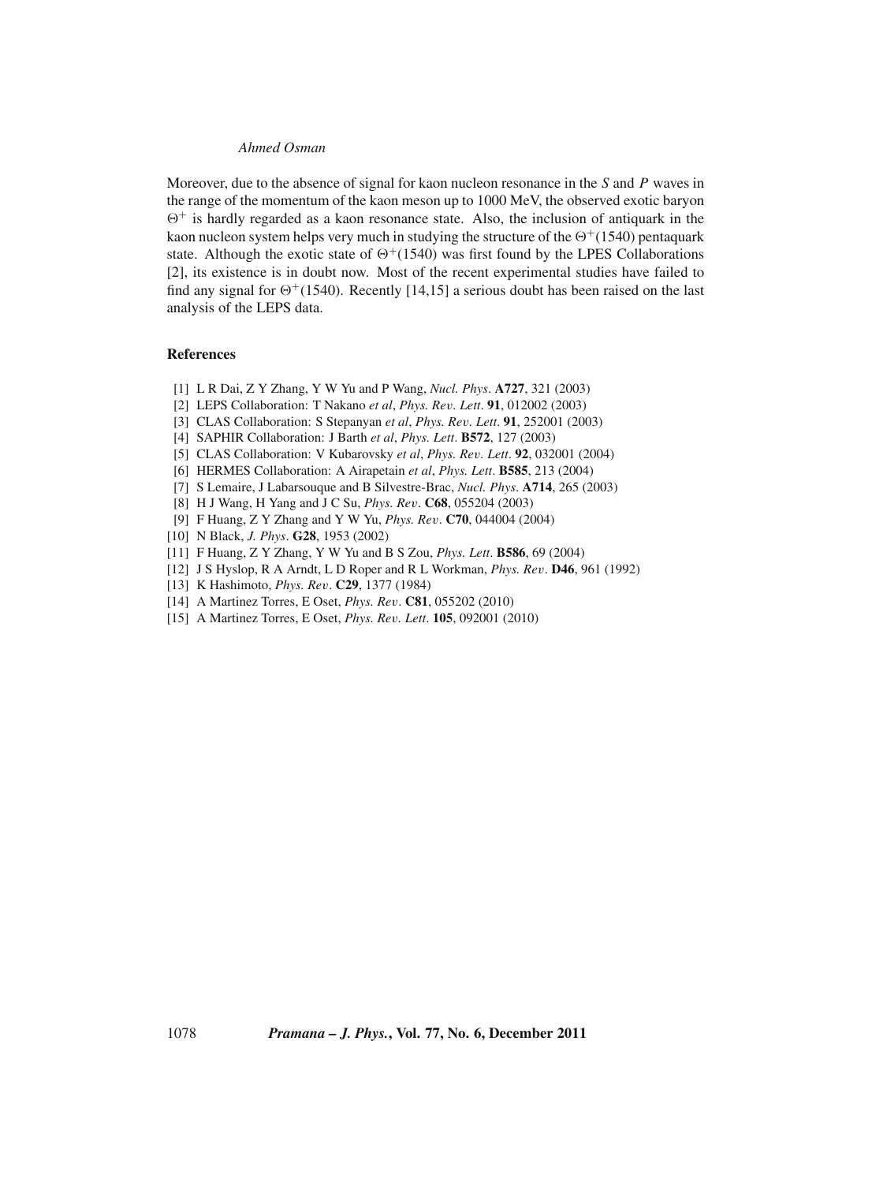Moreover, due to the absence of signal for kaon nucleon resonance in the *S* and *P* waves in the range of the momentum of the kaon meson up to 1000 MeV, the observed exotic baryon $\Theta^+$ is hardly regarded as a kaon resonance state. Also, the inclusion of antiquark in the kaon nucleon system helps very much in studying the structure of the $\Theta^+(1540)$ pentaquark state. Although the exotic state of $\Theta^+(1540)$ was first found by the LPES Collaborations [2], its existence is in doubt now. Most of the recent experimental studies have failed to find any signal for $\Theta^+(1540)$. Recently [14,15] a serious doubt has been raised on the last analysis of the LEPS data.

## References

[1] L R Dai, Z Y Zhang, Y W Yu and P Wang, *Nucl. Phys.* **A727**, 321 (2003)

[2] LEPS Collaboration: T Nakano *et al*, *Phys. Rev. Lett.* **91**, 012002 (2003)

[3] CLAS Collaboration: S Stepanyan *et al*, *Phys. Rev. Lett.* **91**, 252001 (2003)

[4] SAPHIR Collaboration: J Barth *et al*, *Phys. Lett.* **B572**, 127 (2003)

[5] CLAS Collaboration: V Kubarovsky *et al*, *Phys. Rev. Lett.* **92**, 032001 (2004)

[6] HERMES Collaboration: A Airapetain *et al*, *Phys. Lett.* **B585**, 213 (2004)

[7] S Lemaire, J Labarsouque and B Silvestre-Brac, *Nucl. Phys.* **A714**, 265 (2003)

[8] H J Wang, H Yang and J C Su, *Phys. Rev.* **C68**, 055204 (2003)

[9] F Huang, Z Y Zhang and Y W Yu, *Phys. Rev.* **C70**, 044004 (2004)

[10] N Black, *J. Phys.* **G28**, 1953 (2002)

[11] F Huang, Z Y Zhang, Y W Yu and B S Zou, *Phys. Lett.* **B586**, 69 (2004)

[12] J S Hyslop, R A Arndt, L D Roper and R L Workman, *Phys. Rev.* **D46**, 961 (1992)

[13] K Hashimoto, *Phys. Rev.* **C29**, 1377 (1984)

[14] A Martinez Torres, E Oset, *Phys. Rev.* **C81**, 055202 (2010)

[15] A Martinez Torres, E Oset, *Phys. Rev. Lett.* **105**, 092001 (2010)